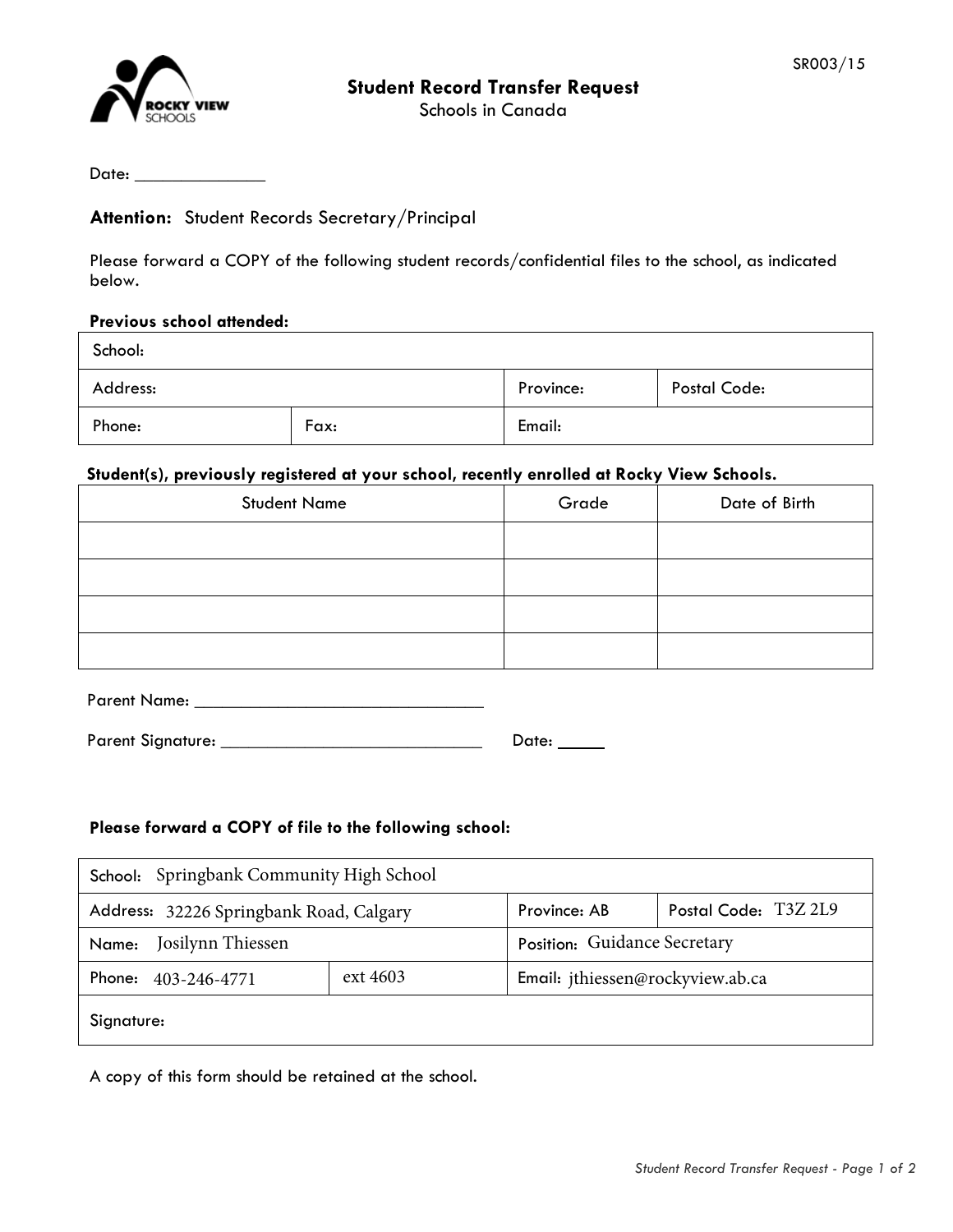SR003/15

# Student Record Transfer Request

Schools in Canada

Date: ______________

**Attention:** Student Records Secretary/Principal

Please forward a COPY of the following student records/confidential files to the school, as indicated below.

**Previous school attended:**

| School: | | | |
|---|---|---|---|
| Address: | | Province: | Postal Code: |
| Phone: | Fax: | Email: | |

**Student(s), previously registered at your school, recently enrolled at Rocky View Schools.**

| Student Name | Grade | Date of Birth |
|---|---|---|
| | | |
| | | |
| | | |
| | | |

Parent Name: ________________________________

Parent Signature: ____________________________ Date: _____

**Please forward a COPY of file to the following school:**

| School: Springbank Community High School | | | |
|---|---|---|---|
| Address: 32226 Springbank Road, Calgary | | Province: AB | Postal Code: T3Z 2L9 |
| Name: Josilynn Thiessen | | Position: Guidance Secretary | |
| Phone: 403-246-4771 | ext 4603 | Email: jthiessen@rockyview.ab.ca | |
| Signature: | | | |

A copy of this form should be retained at the school.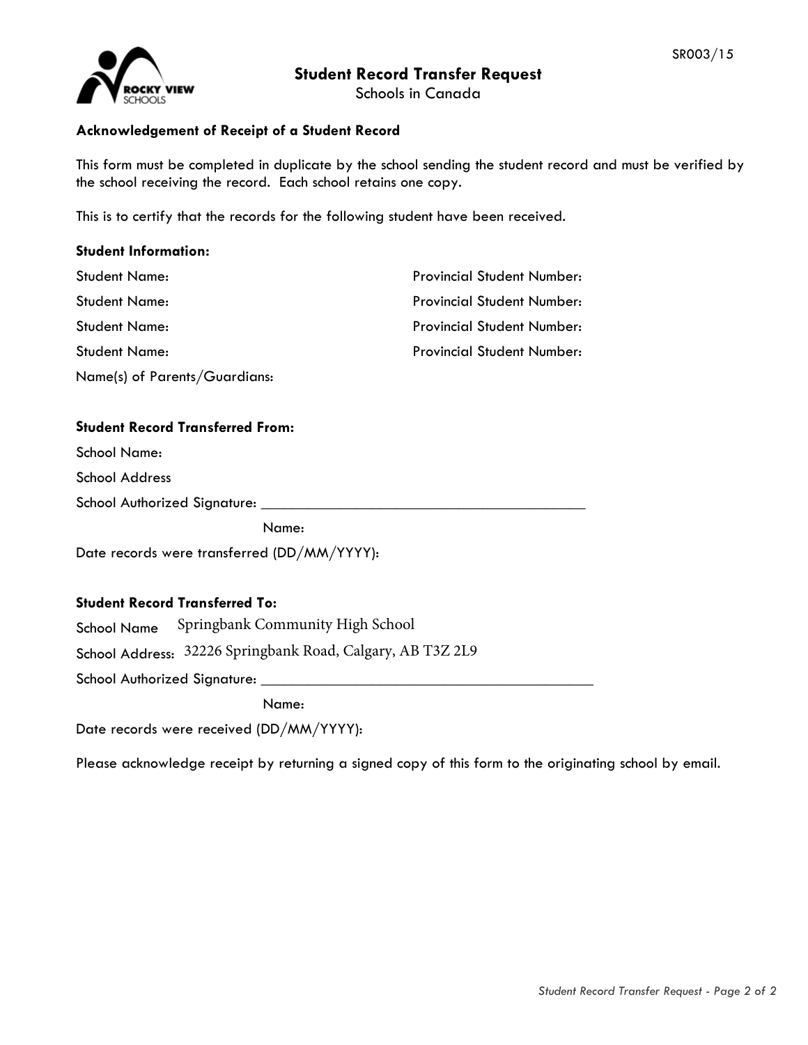SR003/15

# Student Record Transfer Request

Schools in Canada

**Acknowledgement of Receipt of a Student Record**

This form must be completed in duplicate by the school sending the student record and must be verified by the school receiving the record. Each school retains one copy.

This is to certify that the records for the following student have been received.

**Student Information:**

Student Name: Provincial Student Number:

Student Name: Provincial Student Number:

Student Name: Provincial Student Number:

Student Name: Provincial Student Number:

Name(s) of Parents/Guardians:

**Student Record Transferred From:**

School Name:

School Address

School Authorized Signature: ___________________________________________

Name:

Date records were transferred (DD/MM/YYYY):

**Student Record Transferred To:**

School Name Springbank Community High School

School Address: 32226 Springbank Road, Calgary, AB T3Z 2L9

School Authorized Signature: ___________________________________________

Name:

Date records were received (DD/MM/YYYY):

Please acknowledge receipt by returning a signed copy of this form to the originating school by email.